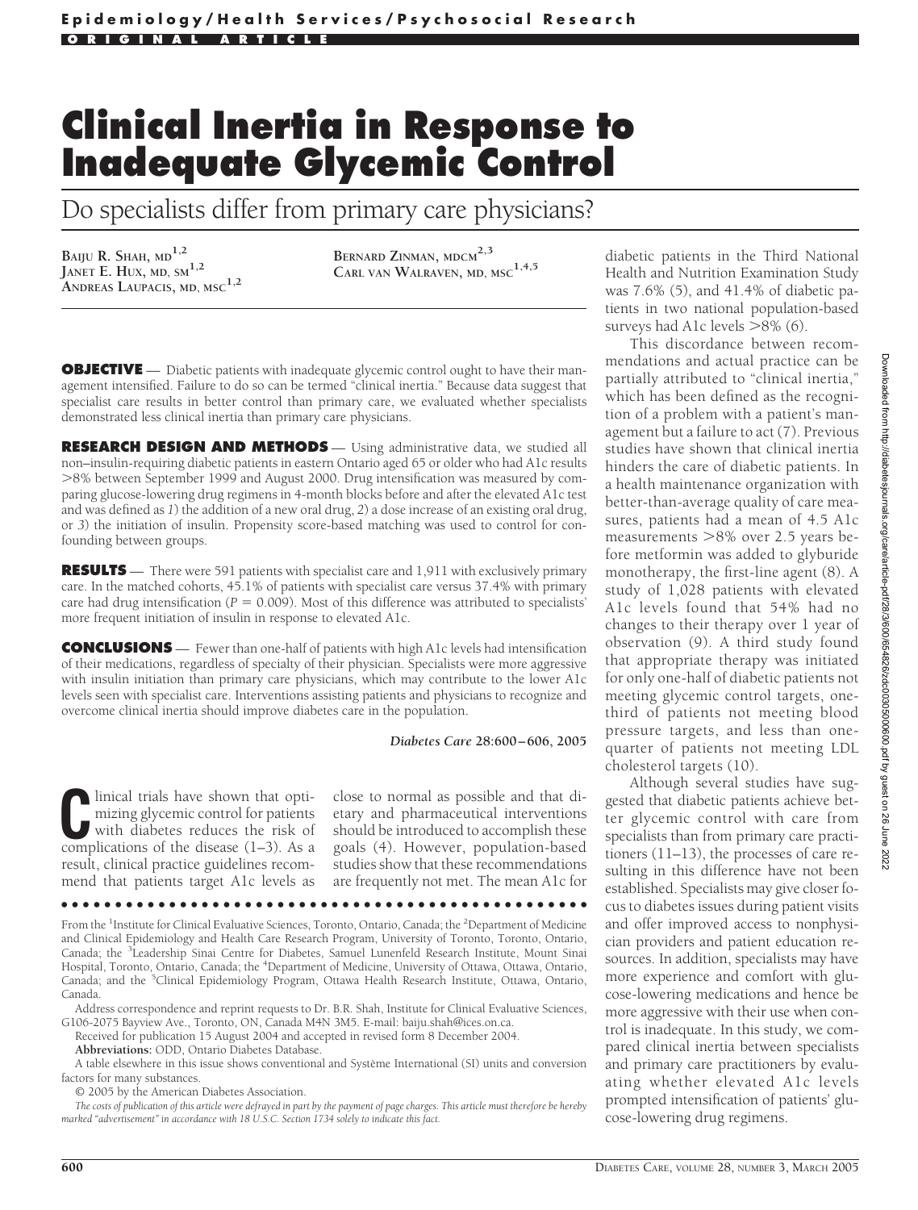**ORIGINAL ARTICLE**

# Clinical Inertia in Response to Inadequate Glycemic Control

## Do specialists differ from primary care physicians?

**BAIJU R. SHAH, MD[1,2]**
**JANET E. HUX, MD, SM[1,2]**
**ANDREAS LAUPACIS, MD, MSC[1,2]**
**BERNARD ZINMAN, MDCM[2,3]**
**CARL VAN WALRAVEN, MD, MSC[1,4,5]**

**OBJECTIVE** — Diabetic patients with inadequate glycemic control ought to have their management intensified. Failure to do so can be termed "clinical inertia." Because data suggest that specialist care results in better control than primary care, we evaluated whether specialists demonstrated less clinical inertia than primary care physicians.

**RESEARCH DESIGN AND METHODS** — Using administrative data, we studied all non–insulin-requiring diabetic patients in eastern Ontario aged 65 or older who had A1c results >8% between September 1999 and August 2000. Drug intensification was measured by comparing glucose-lowering drug regimens in 4-month blocks before and after the elevated A1c test and was defined as *1*) the addition of a new oral drug, *2*) a dose increase of an existing oral drug, or *3*) the initiation of insulin. Propensity score-based matching was used to control for confounding between groups.

**RESULTS** — There were 591 patients with specialist care and 1,911 with exclusively primary care. In the matched cohorts, 45.1% of patients with specialist care versus 37.4% with primary care had drug intensification ($P = 0.009$). Most of this difference was attributed to specialists' more frequent initiation of insulin in response to elevated A1c.

**CONCLUSIONS** — Fewer than one-half of patients with high A1c levels had intensification of their medications, regardless of specialty of their physician. Specialists were more aggressive with insulin initiation than primary care physicians, which may contribute to the lower A1c levels seen with specialist care. Interventions assisting patients and physicians to recognize and overcome clinical inertia should improve diabetes care in the population.

*Diabetes Care* **28:600–606, 2005**

Clinical trials have shown that optimizing glycemic control for patients with diabetes reduces the risk of complications of the disease (1–3). As a result, clinical practice guidelines recommend that patients target A1c levels as close to normal as possible and that dietary and pharmaceutical interventions should be introduced to accomplish these goals (4). However, population-based studies show that these recommendations are frequently not met. The mean A1c for diabetic patients in the Third National Health and Nutrition Examination Study was 7.6% (5), and 41.4% of diabetic patients in two national population-based surveys had A1c levels >8% (6).

This discordance between recommendations and actual practice can be partially attributed to "clinical inertia," which has been defined as the recognition of a problem with a patient's management but a failure to act (7). Previous studies have shown that clinical inertia hinders the care of diabetic patients. In a health maintenance organization with better-than-average quality of care measures, patients had a mean of 4.5 A1c measurements >8% over 2.5 years before metformin was added to glyburide monotherapy, the first-line agent (8). A study of 1,028 patients with elevated A1c levels found that 54% had no changes to their therapy over 1 year of observation (9). A third study found that appropriate therapy was initiated for only one-half of diabetic patients not meeting glycemic control targets, one-third of patients not meeting blood pressure targets, and less than one-quarter of patients not meeting LDL cholesterol targets (10).

Although several studies have suggested that diabetic patients achieve better glycemic control with care from specialists than from primary care practitioners (11–13), the processes of care resulting in this difference have not been established. Specialists may give closer focus to diabetes issues during patient visits and offer improved access to nonphysician providers and patient education resources. In addition, specialists may have more experience and comfort with glucose-lowering medications and hence be more aggressive with their use when control is inadequate. In this study, we compared clinical inertia between specialists and primary care practitioners by evaluating whether elevated A1c levels prompted intensification of patients' glucose-lowering drug regimens.

From the [1]Institute for Clinical Evaluative Sciences, Toronto, Ontario, Canada; the [2]Department of Medicine and Clinical Epidemiology and Health Care Research Program, University of Toronto, Toronto, Ontario, Canada; the [3]Leadership Sinai Centre for Diabetes, Samuel Lunenfeld Research Institute, Mount Sinai Hospital, Toronto, Ontario, Canada; the [4]Department of Medicine, University of Ottawa, Ottawa, Ontario, Canada; and the [5]Clinical Epidemiology Program, Ottawa Health Research Institute, Ottawa, Ontario, Canada.

Address correspondence and reprint requests to Dr. B.R. Shah, Institute for Clinical Evaluative Sciences, G106-2075 Bayview Ave., Toronto, ON, Canada M4N 3M5. E-mail: baiju.shah@ices.on.ca.

Received for publication 15 August 2004 and accepted in revised form 8 December 2004.

**Abbreviations:** ODD, Ontario Diabetes Database.

A table elsewhere in this issue shows conventional and Système International (SI) units and conversion factors for many substances.

© 2005 by the American Diabetes Association.

*The costs of publication of this article were defrayed in part by the payment of page charges. This article must therefore be hereby marked "advertisement" in accordance with 18 U.S.C. Section 1734 solely to indicate this fact.*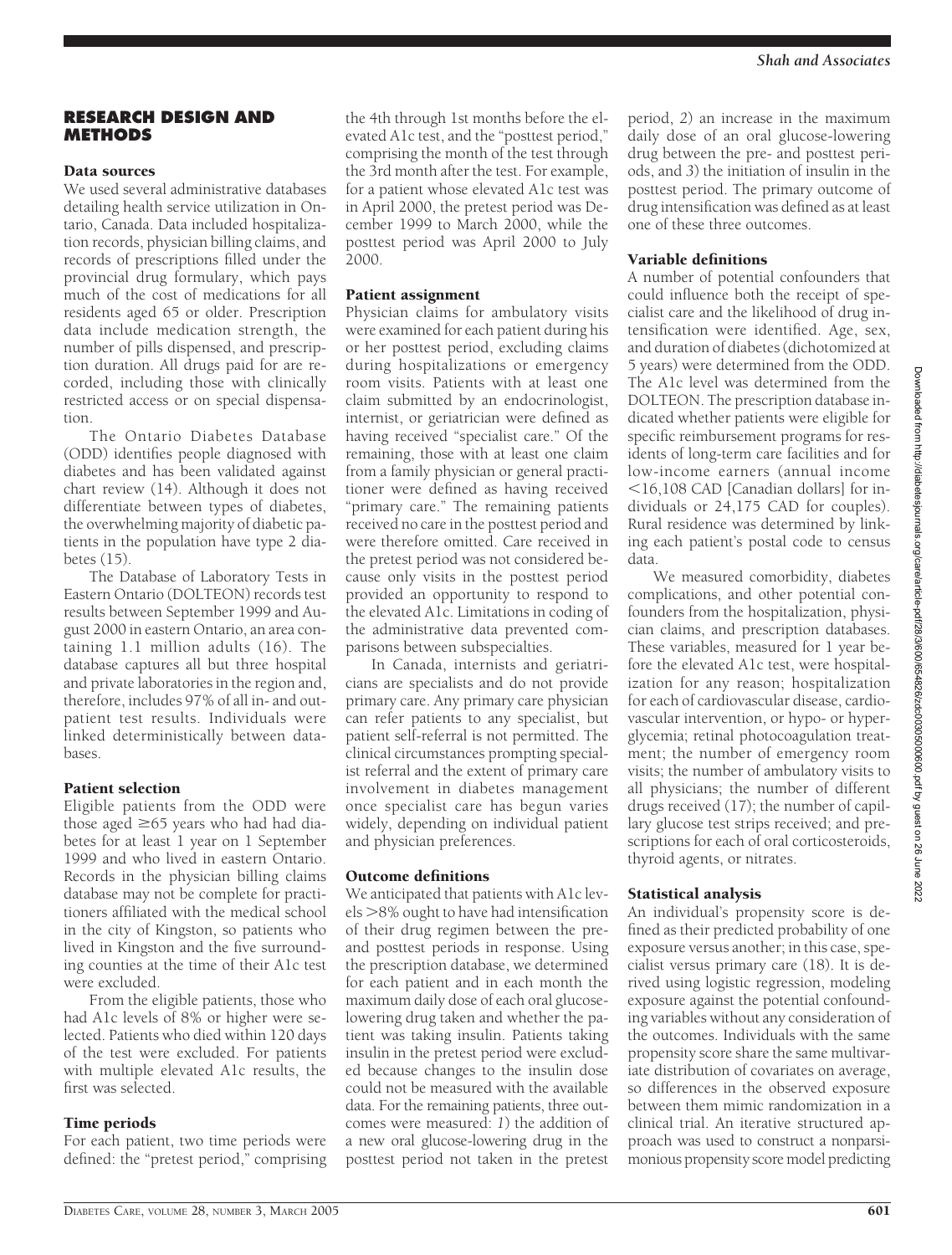## RESEARCH DESIGN AND METHODS

### Data sources

We used several administrative databases detailing health service utilization in Ontario, Canada. Data included hospitalization records, physician billing claims, and records of prescriptions filled under the provincial drug formulary, which pays much of the cost of medications for all residents aged 65 or older. Prescription data include medication strength, the number of pills dispensed, and prescription duration. All drugs paid for are recorded, including those with clinically restricted access or on special dispensation.

The Ontario Diabetes Database (ODD) identifies people diagnosed with diabetes and has been validated against chart review (14). Although it does not differentiate between types of diabetes, the overwhelming majority of diabetic patients in the population have type 2 diabetes (15).

The Database of Laboratory Tests in Eastern Ontario (DOLTEON) records test results between September 1999 and August 2000 in eastern Ontario, an area containing 1.1 million adults (16). The database captures all but three hospital and private laboratories in the region and, therefore, includes 97% of all in- and outpatient test results. Individuals were linked deterministically between databases.

### Patient selection

Eligible patients from the ODD were those aged ≥65 years who had had diabetes for at least 1 year on 1 September 1999 and who lived in eastern Ontario. Records in the physician billing claims database may not be complete for practitioners affiliated with the medical school in the city of Kingston, so patients who lived in Kingston and the five surrounding counties at the time of their A1c test were excluded.

From the eligible patients, those who had A1c levels of 8% or higher were selected. Patients who died within 120 days of the test were excluded. For patients with multiple elevated A1c results, the first was selected.

### Time periods

For each patient, two time periods were defined: the "pretest period," comprising the 4th through 1st months before the elevated A1c test, and the "posttest period," comprising the month of the test through the 3rd month after the test. For example, for a patient whose elevated A1c test was in April 2000, the pretest period was December 1999 to March 2000, while the posttest period was April 2000 to July 2000.

### Patient assignment

Physician claims for ambulatory visits were examined for each patient during his or her posttest period, excluding claims during hospitalizations or emergency room visits. Patients with at least one claim submitted by an endocrinologist, internist, or geriatrician were defined as having received "specialist care." Of the remaining, those with at least one claim from a family physician or general practitioner were defined as having received "primary care." The remaining patients received no care in the posttest period and were therefore omitted. Care received in the pretest period was not considered because only visits in the posttest period provided an opportunity to respond to the elevated A1c. Limitations in coding of the administrative data prevented comparisons between subspecialties.

In Canada, internists and geriatricians are specialists and do not provide primary care. Any primary care physician can refer patients to any specialist, but patient self-referral is not permitted. The clinical circumstances prompting specialist referral and the extent of primary care involvement in diabetes management once specialist care has begun varies widely, depending on individual patient and physician preferences.

### Outcome definitions

We anticipated that patients with A1c levels >8% ought to have had intensification of their drug regimen between the pre- and posttest periods in response. Using the prescription database, we determined for each patient and in each month the maximum daily dose of each oral glucose-lowering drug taken and whether the patient was taking insulin. Patients taking insulin in the pretest period were excluded because changes to the insulin dose could not be measured with the available data. For the remaining patients, three outcomes were measured: *1*) the addition of a new oral glucose-lowering drug in the posttest period not taken in the pretest period, *2*) an increase in the maximum daily dose of an oral glucose-lowering drug between the pre- and posttest periods, and *3*) the initiation of insulin in the posttest period. The primary outcome of drug intensification was defined as at least one of these three outcomes.

### Variable definitions

A number of potential confounders that could influence both the receipt of specialist care and the likelihood of drug intensification were identified. Age, sex, and duration of diabetes (dichotomized at 5 years) were determined from the ODD. The A1c level was determined from the DOLTEON. The prescription database indicated whether patients were eligible for specific reimbursement programs for residents of long-term care facilities and for low-income earners (annual income <16,108 CAD [Canadian dollars] for individuals or 24,175 CAD for couples). Rural residence was determined by linking each patient's postal code to census data.

We measured comorbidity, diabetes complications, and other potential confounders from the hospitalization, physician claims, and prescription databases. These variables, measured for 1 year before the elevated A1c test, were hospitalization for any reason; hospitalization for each of cardiovascular disease, cardiovascular intervention, or hypo- or hyperglycemia; retinal photocoagulation treatment; the number of emergency room visits; the number of ambulatory visits to all physicians; the number of different drugs received (17); the number of capillary glucose test strips received; and prescriptions for each of oral corticosteroids, thyroid agents, or nitrates.

### Statistical analysis

An individual's propensity score is defined as their predicted probability of one exposure versus another; in this case, specialist versus primary care (18). It is derived using logistic regression, modeling exposure against the potential confounding variables without any consideration of the outcomes. Individuals with the same propensity score share the same multivariate distribution of covariates on average, so differences in the observed exposure between them mimic randomization in a clinical trial. An iterative structured approach was used to construct a nonparsimonious propensity score model predicting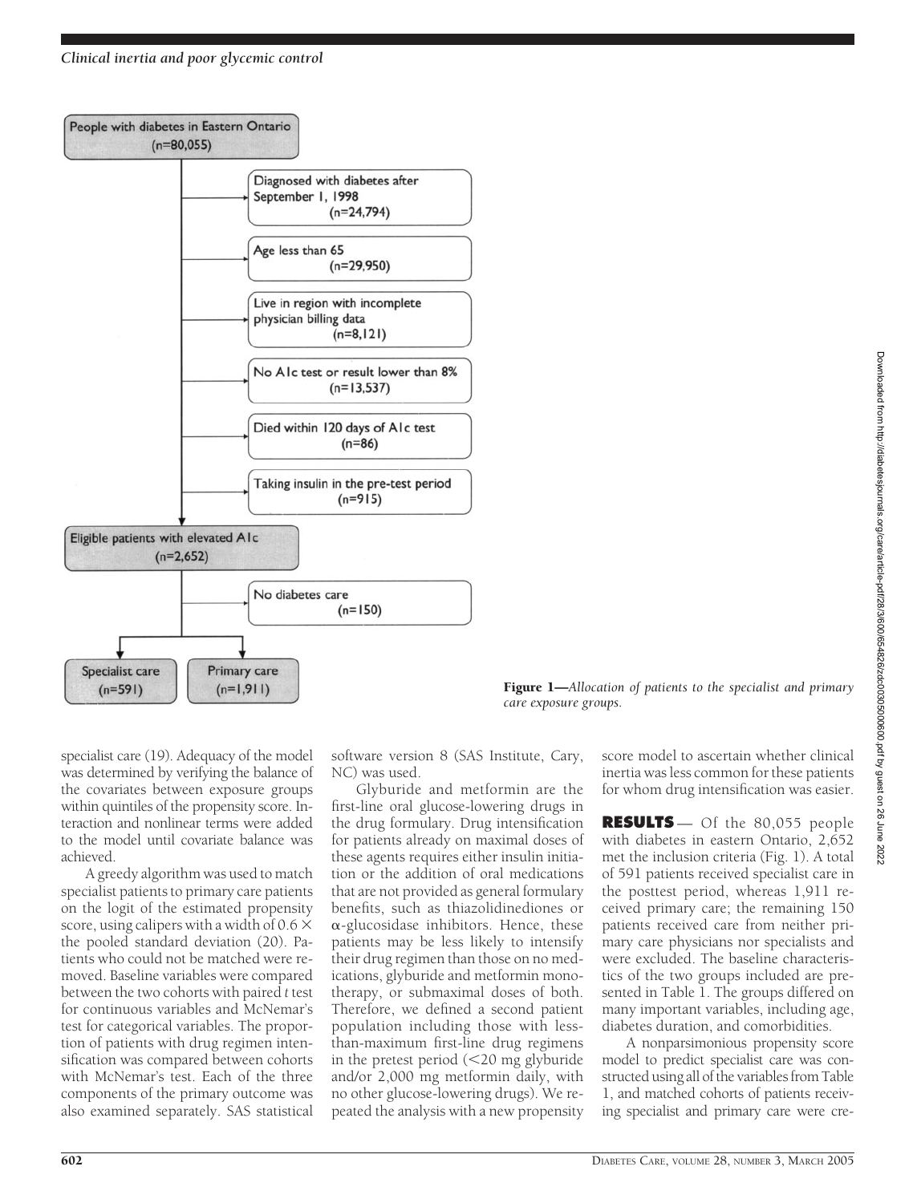People with diabetes in Eastern Ontario (n=80,055)

- Diagnosed with diabetes after September 1, 1998 (n=24,794)
- Age less than 65 (n=29,950)
- Live in region with incomplete physician billing data (n=8,121)
- No A1c test or result lower than 8% (n=13,537)
- Died within 120 days of A1c test (n=86)
- Taking insulin in the pre-test period (n=915)

Eligible patients with elevated A1c (n=2,652)

- No diabetes care (n=150)

Specialist care (n=591) | Primary care (n=1,911)

**Figure 1**—*Allocation of patients to the specialist and primary care exposure groups.*

specialist care (19). Adequacy of the model was determined by verifying the balance of the covariates between exposure groups within quintiles of the propensity score. Interaction and nonlinear terms were added to the model until covariate balance was achieved.

A greedy algorithm was used to match specialist patients to primary care patients on the logit of the estimated propensity score, using calipers with a width of $0.6 \times$ the pooled standard deviation (20). Patients who could not be matched were removed. Baseline variables were compared between the two cohorts with paired *t* test for continuous variables and McNemar's test for categorical variables. The proportion of patients with drug regimen intensification was compared between cohorts with McNemar's test. Each of the three components of the primary outcome was also examined separately. SAS statistical software version 8 (SAS Institute, Cary, NC) was used.

Glyburide and metformin are the first-line oral glucose-lowering drugs in the drug formulary. Drug intensification for patients already on maximal doses of these agents requires either insulin initiation or the addition of oral medications that are not provided as general formulary benefits, such as thiazolidinediones or α-glucosidase inhibitors. Hence, these patients may be less likely to intensify their drug regimen than those on no medications, glyburide and metformin monotherapy, or submaximal doses of both. Therefore, we defined a second patient population including those with less-than-maximum first-line drug regimens in the pretest period (<20 mg glyburide and/or 2,000 mg metformin daily, with no other glucose-lowering drugs). We repeated the analysis with a new propensity score model to ascertain whether clinical inertia was less common for these patients for whom drug intensification was easier.

## RESULTS

— Of the 80,055 people with diabetes in eastern Ontario, 2,652 met the inclusion criteria (Fig. 1). A total of 591 patients received specialist care in the posttest period, whereas 1,911 received primary care; the remaining 150 patients received care from neither primary care physicians nor specialists and were excluded. The baseline characteristics of the two groups included are presented in Table 1. The groups differed on many important variables, including age, diabetes duration, and comorbidities.

A nonparsimonious propensity score model to predict specialist care was constructed using all of the variables from Table 1, and matched cohorts of patients receiving specialist and primary care were cre-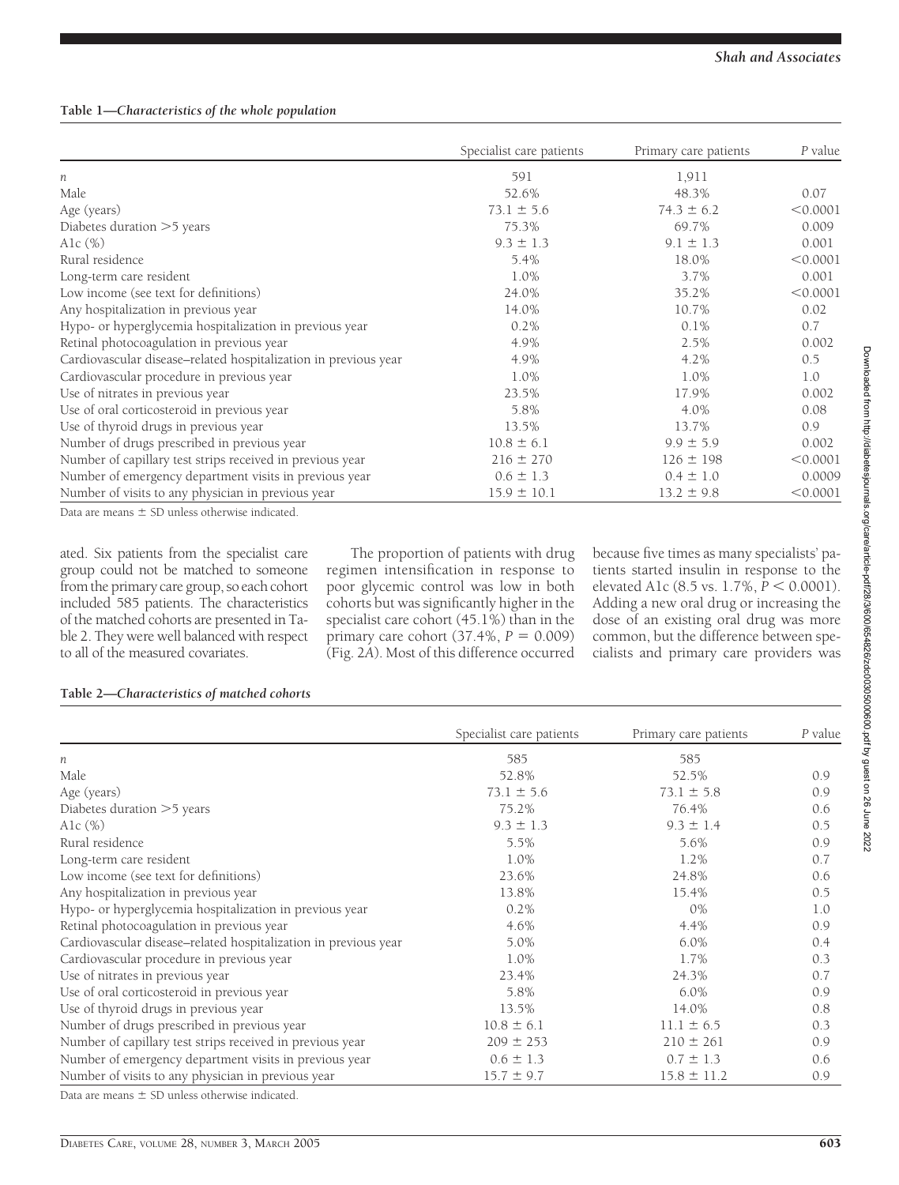**Table 1—*Characteristics of the whole population***

| | Specialist care patients | Primary care patients | *P* value |
|---|---|---|---|
| *n* | 591 | 1,911 | |
| Male | 52.6% | 48.3% | 0.07 |
| Age (years) | 73.1 ± 5.6 | 74.3 ± 6.2 | <0.0001 |
| Diabetes duration >5 years | 75.3% | 69.7% | 0.009 |
| A1c (%) | 9.3 ± 1.3 | 9.1 ± 1.3 | 0.001 |
| Rural residence | 5.4% | 18.0% | <0.0001 |
| Long-term care resident | 1.0% | 3.7% | 0.001 |
| Low income (see text for definitions) | 24.0% | 35.2% | <0.0001 |
| Any hospitalization in previous year | 14.0% | 10.7% | 0.02 |
| Hypo- or hyperglycemia hospitalization in previous year | 0.2% | 0.1% | 0.7 |
| Retinal photocoagulation in previous year | 4.9% | 2.5% | 0.002 |
| Cardiovascular disease–related hospitalization in previous year | 4.9% | 4.2% | 0.5 |
| Cardiovascular procedure in previous year | 1.0% | 1.0% | 1.0 |
| Use of nitrates in previous year | 23.5% | 17.9% | 0.002 |
| Use of oral corticosteroid in previous year | 5.8% | 4.0% | 0.08 |
| Use of thyroid drugs in previous year | 13.5% | 13.7% | 0.9 |
| Number of drugs prescribed in previous year | 10.8 ± 6.1 | 9.9 ± 5.9 | 0.002 |
| Number of capillary test strips received in previous year | 216 ± 270 | 126 ± 198 | <0.0001 |
| Number of emergency department visits in previous year | 0.6 ± 1.3 | 0.4 ± 1.0 | 0.0009 |
| Number of visits to any physician in previous year | 15.9 ± 10.1 | 13.2 ± 9.8 | <0.0001 |

Data are means ± SD unless otherwise indicated.

ated. Six patients from the specialist care group could not be matched to someone from the primary care group, so each cohort included 585 patients. The characteristics of the matched cohorts are presented in Table 2. They were well balanced with respect to all of the measured covariates.

The proportion of patients with drug regimen intensification in response to poor glycemic control was low in both cohorts but was significantly higher in the specialist care cohort (45.1%) than in the primary care cohort (37.4%, $P = 0.009$) (Fig. 2*A*). Most of this difference occurred because five times as many specialists' patients started insulin in response to the elevated A1c (8.5 vs. 1.7%, $P < 0.0001$). Adding a new oral drug or increasing the dose of an existing oral drug was more common, but the difference between specialists and primary care providers was

**Table 2—*Characteristics of matched cohorts***

| | Specialist care patients | Primary care patients | *P* value |
|---|---|---|---|
| *n* | 585 | 585 | |
| Male | 52.8% | 52.5% | 0.9 |
| Age (years) | 73.1 ± 5.6 | 73.1 ± 5.8 | 0.9 |
| Diabetes duration >5 years | 75.2% | 76.4% | 0.6 |
| A1c (%) | 9.3 ± 1.3 | 9.3 ± 1.4 | 0.5 |
| Rural residence | 5.5% | 5.6% | 0.9 |
| Long-term care resident | 1.0% | 1.2% | 0.7 |
| Low income (see text for definitions) | 23.6% | 24.8% | 0.6 |
| Any hospitalization in previous year | 13.8% | 15.4% | 0.5 |
| Hypo- or hyperglycemia hospitalization in previous year | 0.2% | 0% | 1.0 |
| Retinal photocoagulation in previous year | 4.6% | 4.4% | 0.9 |
| Cardiovascular disease–related hospitalization in previous year | 5.0% | 6.0% | 0.4 |
| Cardiovascular procedure in previous year | 1.0% | 1.7% | 0.3 |
| Use of nitrates in previous year | 23.4% | 24.3% | 0.7 |
| Use of oral corticosteroid in previous year | 5.8% | 6.0% | 0.9 |
| Use of thyroid drugs in previous year | 13.5% | 14.0% | 0.8 |
| Number of drugs prescribed in previous year | 10.8 ± 6.1 | 11.1 ± 6.5 | 0.3 |
| Number of capillary test strips received in previous year | 209 ± 253 | 210 ± 261 | 0.9 |
| Number of emergency department visits in previous year | 0.6 ± 1.3 | 0.7 ± 1.3 | 0.6 |
| Number of visits to any physician in previous year | 15.7 ± 9.7 | 15.8 ± 11.2 | 0.9 |

Data are means ± SD unless otherwise indicated.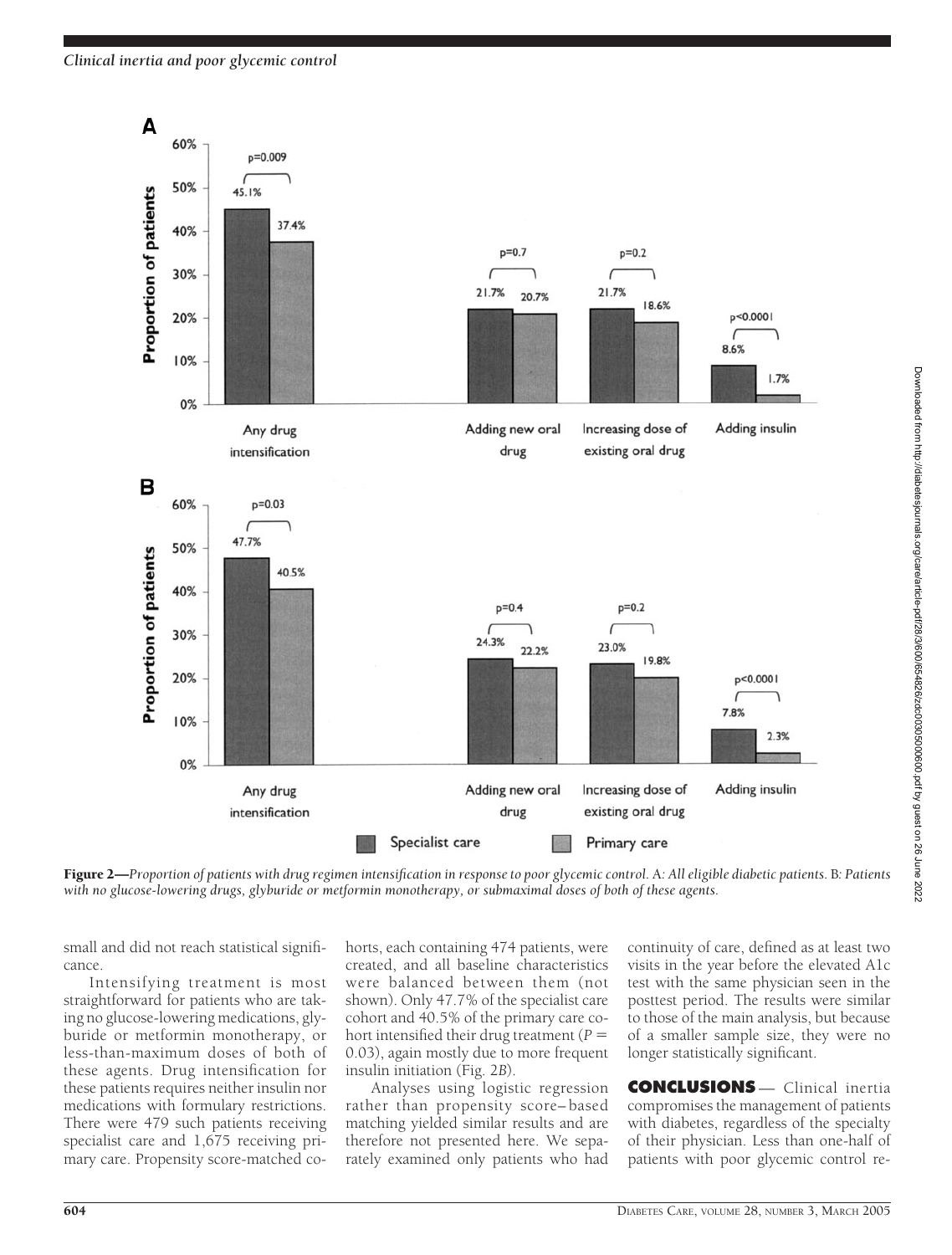**Figure 2**—*Proportion of patients with drug regimen intensification in response to poor glycemic control.* A: *All eligible diabetic patients.* B: *Patients with no glucose-lowering drugs, glyburide or metformin monotherapy, or submaximal doses of both of these agents.*

small and did not reach statistical significance.

Intensifying treatment is most straightforward for patients who are taking no glucose-lowering medications, glyburide or metformin monotherapy, or less-than-maximum doses of both of these agents. Drug intensification for these patients requires neither insulin nor medications with formulary restrictions. There were 479 such patients receiving specialist care and 1,675 receiving primary care. Propensity score-matched cohorts, each containing 474 patients, were created, and all baseline characteristics were balanced between them (not shown). Only 47.7% of the specialist care cohort and 40.5% of the primary care cohort intensified their drug treatment ($P = 0.03$), again mostly due to more frequent insulin initiation (Fig. 2*B*).

Analyses using logistic regression rather than propensity score–based matching yielded similar results and are therefore not presented here. We separately examined only patients who had continuity of care, defined as at least two visits in the year before the elevated A1c test with the same physician seen in the posttest period. The results were similar to those of the main analysis, but because of a smaller sample size, they were no longer statistically significant.

**CONCLUSIONS** — Clinical inertia compromises the management of patients with diabetes, regardless of the specialty of their physician. Less than one-half of patients with poor glycemic control re-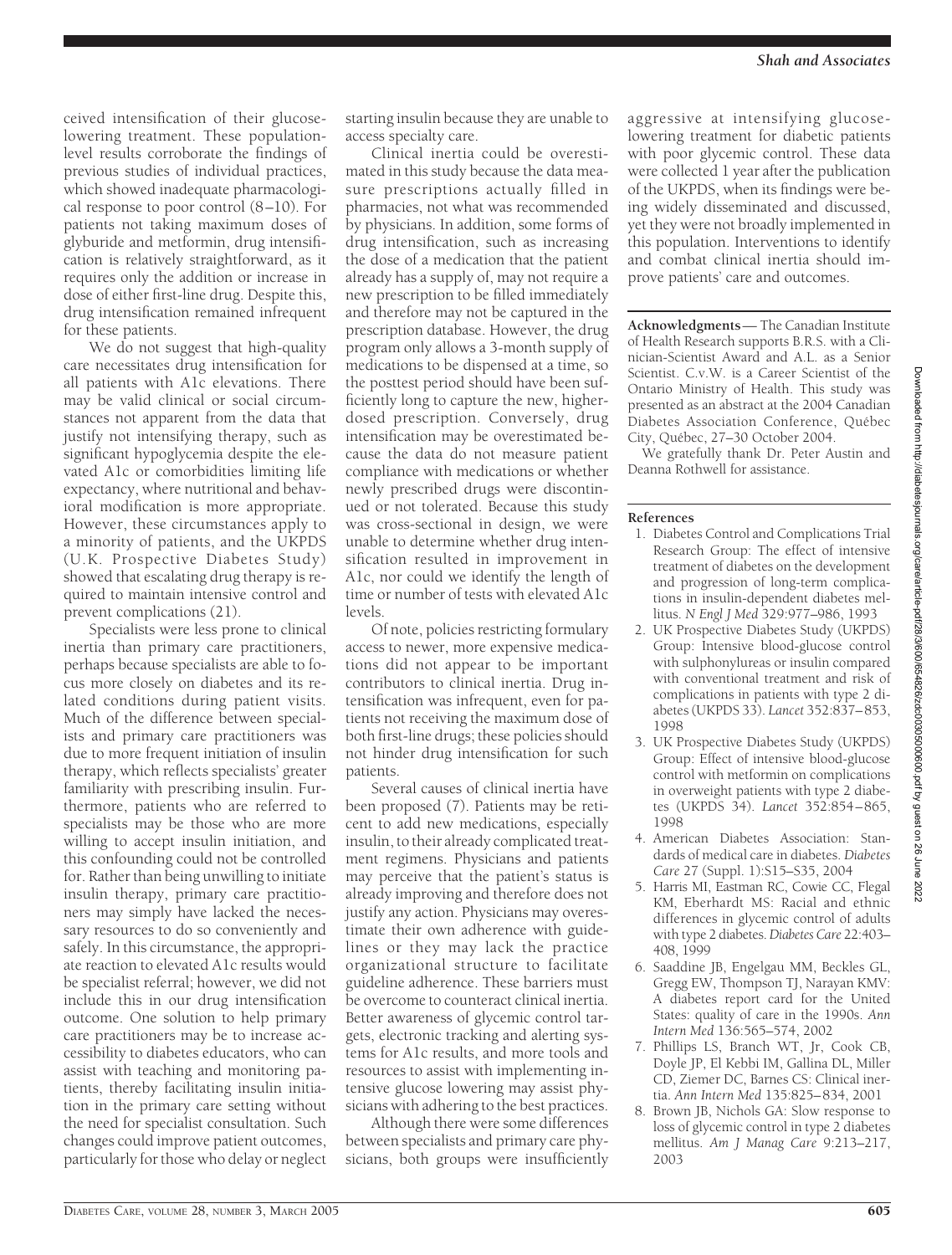ceived intensification of their glucose-lowering treatment. These population-level results corroborate the findings of previous studies of individual practices, which showed inadequate pharmacological response to poor control (8–10). For patients not taking maximum doses of glyburide and metformin, drug intensification is relatively straightforward, as it requires only the addition or increase in dose of either first-line drug. Despite this, drug intensification remained infrequent for these patients.

We do not suggest that high-quality care necessitates drug intensification for all patients with A1c elevations. There may be valid clinical or social circumstances not apparent from the data that justify not intensifying therapy, such as significant hypoglycemia despite the elevated A1c or comorbidities limiting life expectancy, where nutritional and behavioral modification is more appropriate. However, these circumstances apply to a minority of patients, and the UKPDS (U.K. Prospective Diabetes Study) showed that escalating drug therapy is required to maintain intensive control and prevent complications (21).

Specialists were less prone to clinical inertia than primary care practitioners, perhaps because specialists are able to focus more closely on diabetes and its related conditions during patient visits. Much of the difference between specialists and primary care practitioners was due to more frequent initiation of insulin therapy, which reflects specialists' greater familiarity with prescribing insulin. Furthermore, patients who are referred to specialists may be those who are more willing to accept insulin initiation, and this confounding could not be controlled for. Rather than being unwilling to initiate insulin therapy, primary care practitioners may simply have lacked the necessary resources to do so conveniently and safely. In this circumstance, the appropriate reaction to elevated A1c results would be specialist referral; however, we did not include this in our drug intensification outcome. One solution to help primary care practitioners may be to increase accessibility to diabetes educators, who can assist with teaching and monitoring patients, thereby facilitating insulin initiation in the primary care setting without the need for specialist consultation. Such changes could improve patient outcomes, particularly for those who delay or neglect starting insulin because they are unable to access specialty care.

Clinical inertia could be overestimated in this study because the data measure prescriptions actually filled in pharmacies, not what was recommended by physicians. In addition, some forms of drug intensification, such as increasing the dose of a medication that the patient already has a supply of, may not require a new prescription to be filled immediately and therefore may not be captured in the prescription database. However, the drug program only allows a 3-month supply of medications to be dispensed at a time, so the posttest period should have been sufficiently long to capture the new, higher-dosed prescription. Conversely, drug intensification may be overestimated because the data do not measure patient compliance with medications or whether newly prescribed drugs were discontinued or not tolerated. Because this study was cross-sectional in design, we were unable to determine whether drug intensification resulted in improvement in A1c, nor could we identify the length of time or number of tests with elevated A1c levels.

Of note, policies restricting formulary access to newer, more expensive medications did not appear to be important contributors to clinical inertia. Drug intensification was infrequent, even for patients not receiving the maximum dose of both first-line drugs; these policies should not hinder drug intensification for such patients.

Several causes of clinical inertia have been proposed (7). Patients may be reticent to add new medications, especially insulin, to their already complicated treatment regimens. Physicians and patients may perceive that the patient's status is already improving and therefore does not justify any action. Physicians may overestimate their own adherence with guidelines or they may lack the practice organizational structure to facilitate guideline adherence. These barriers must be overcome to counteract clinical inertia. Better awareness of glycemic control targets, electronic tracking and alerting systems for A1c results, and more tools and resources to assist with implementing intensive glucose lowering may assist physicians with adhering to the best practices.

Although there were some differences between specialists and primary care physicians, both groups were insufficiently aggressive at intensifying glucose-lowering treatment for diabetic patients with poor glycemic control. These data were collected 1 year after the publication of the UKPDS, when its findings were being widely disseminated and discussed, yet they were not broadly implemented in this population. Interventions to identify and combat clinical inertia should improve patients' care and outcomes.

**Acknowledgments**— The Canadian Institute of Health Research supports B.R.S. with a Clinician-Scientist Award and A.L. as a Senior Scientist. C.v.W. is a Career Scientist of the Ontario Ministry of Health. This study was presented as an abstract at the 2004 Canadian Diabetes Association Conference, Québec City, Québec, 27–30 October 2004.

We gratefully thank Dr. Peter Austin and Deanna Rothwell for assistance.

## References

1. Diabetes Control and Complications Trial Research Group: The effect of intensive treatment of diabetes on the development and progression of long-term complications in insulin-dependent diabetes mellitus. *N Engl J Med* 329:977–986, 1993
2. UK Prospective Diabetes Study (UKPDS) Group: Intensive blood-glucose control with sulphonylureas or insulin compared with conventional treatment and risk of complications in patients with type 2 diabetes (UKPDS 33). *Lancet* 352:837–853, 1998
3. UK Prospective Diabetes Study (UKPDS) Group: Effect of intensive blood-glucose control with metformin on complications in overweight patients with type 2 diabetes (UKPDS 34). *Lancet* 352:854–865, 1998
4. American Diabetes Association: Standards of medical care in diabetes. *Diabetes Care* 27 (Suppl. 1):S15–S35, 2004
5. Harris MI, Eastman RC, Cowie CC, Flegal KM, Eberhardt MS: Racial and ethnic differences in glycemic control of adults with type 2 diabetes. *Diabetes Care* 22:403–408, 1999
6. Saaddine JB, Engelgau MM, Beckles GL, Gregg EW, Thompson TJ, Narayan KMV: A diabetes report card for the United States: quality of care in the 1990s. *Ann Intern Med* 136:565–574, 2002
7. Phillips LS, Branch WT, Jr, Cook CB, Doyle JP, El Kebbi IM, Gallina DL, Miller CD, Ziemer DC, Barnes CS: Clinical inertia. *Ann Intern Med* 135:825–834, 2001
8. Brown JB, Nichols GA: Slow response to loss of glycemic control in type 2 diabetes mellitus. *Am J Manag Care* 9:213–217, 2003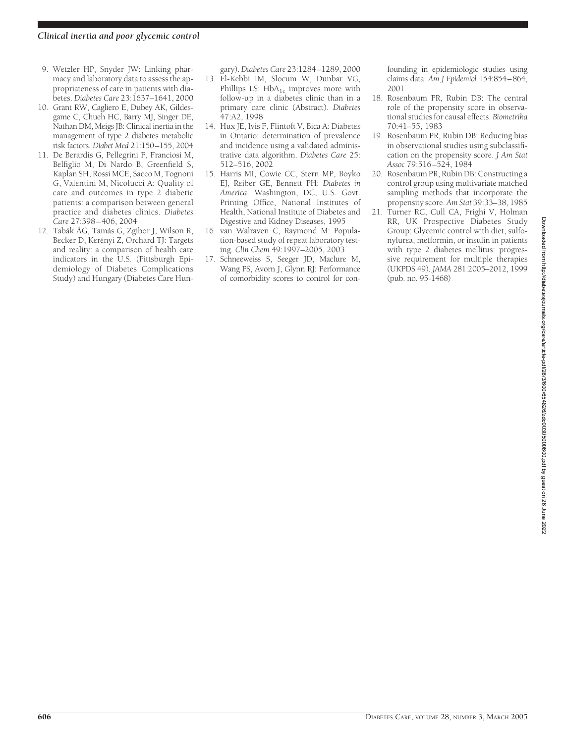9. Wetzler HP, Snyder JW: Linking pharmacy and laboratory data to assess the appropriateness of care in patients with diabetes. *Diabetes Care* 23:1637–1641, 2000
10. Grant RW, Cagliero E, Dubey AK, Gildesgame C, Chueh HC, Barry MJ, Singer DE, Nathan DM, Meigs JB: Clinical inertia in the management of type 2 diabetes metabolic risk factors. *Diabet Med* 21:150–155, 2004
11. De Berardis G, Pellegrini F, Franciosi M, Belfiglio M, Di Nardo B, Greenfield S, Kaplan SH, Rossi MCE, Sacco M, Tognoni G, Valentini M, Nicolucci A: Quality of care and outcomes in type 2 diabetic patients: a comparison between general practice and diabetes clinics. *Diabetes Care* 27:398–406, 2004
12. Tabák ÁG, Tamás G, Zgibor J, Wilson R, Becker D, Kerényi Z, Orchard TJ: Targets and reality: a comparison of health care indicators in the U.S. (Pittsburgh Epidemiology of Diabetes Complications Study) and Hungary (Diabetes Care Hungary). *Diabetes Care* 23:1284–1289, 2000
13. El-Kebbi IM, Slocum W, Dunbar VG, Phillips LS: $HbA_{1c}$ improves more with follow-up in a diabetes clinic than in a primary care clinic (Abstract). *Diabetes* 47:A2, 1998
14. Hux JE, Ivis F, Flintoft V, Bica A: Diabetes in Ontario: determination of prevalence and incidence using a validated administrative data algorithm. *Diabetes Care* 25: 512–516, 2002
15. Harris MI, Cowie CC, Stern MP, Boyko EJ, Reiber GE, Bennett PH: *Diabetes in America*. Washington, DC, U.S. Govt. Printing Office, National Institutes of Health, National Institute of Diabetes and Digestive and Kidney Diseases, 1995
16. van Walraven C, Raymond M: Population-based study of repeat laboratory testing. *Clin Chem* 49:1997–2005, 2003
17. Schneeweiss S, Seeger JD, Maclure M, Wang PS, Avorn J, Glynn RJ: Performance of comorbidity scores to control for confounding in epidemiologic studies using claims data. *Am J Epidemiol* 154:854–864, 2001
18. Rosenbaum PR, Rubin DB: The central role of the propensity score in observational studies for causal effects. *Biometrika* 70:41–55, 1983
19. Rosenbaum PR, Rubin DB: Reducing bias in observational studies using subclassification on the propensity score. *J Am Stat Assoc* 79:516–524, 1984
20. Rosenbaum PR, Rubin DB: Constructing a control group using multivariate matched sampling methods that incorporate the propensity score. *Am Stat* 39:33–38, 1985
21. Turner RC, Cull CA, Frighi V, Holman RR, UK Prospective Diabetes Study Group: Glycemic control with diet, sulfonylurea, metformin, or insulin in patients with type 2 diabetes mellitus: progressive requirement for multiple therapies (UKPDS 49). *JAMA* 281:2005–2012, 1999 (pub. no. 95-1468)